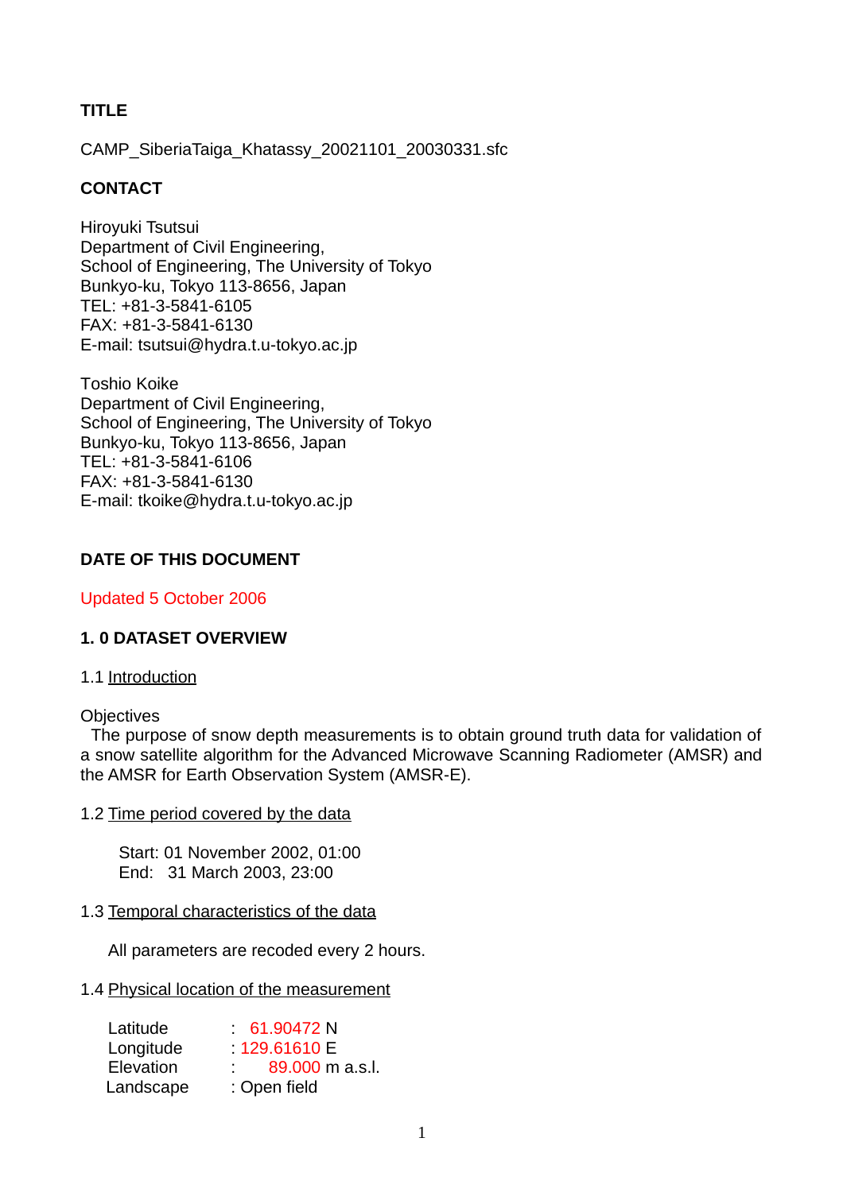**TITLE**

CAMP_SiberiaTaiga_Khatassy_20021101_20030331.sfc

**CONTACT**

Hiroyuki Tsutsui
Department of Civil Engineering,
School of Engineering, The University of Tokyo
Bunkyo-ku, Tokyo 113-8656, Japan
TEL: +81-3-5841-6105
FAX: +81-3-5841-6130
E-mail: tsutsui@hydra.t.u-tokyo.ac.jp

Toshio Koike
Department of Civil Engineering,
School of Engineering, The University of Tokyo
Bunkyo-ku, Tokyo 113-8656, Japan
TEL: +81-3-5841-6106
FAX: +81-3-5841-6130
E-mail: tkoike@hydra.t.u-tokyo.ac.jp

**DATE OF THIS DOCUMENT**

Updated 5 October 2006

**1. 0 DATASET OVERVIEW**

1.1 Introduction

Objectives
The purpose of snow depth measurements is to obtain ground truth data for validation of a snow satellite algorithm for the Advanced Microwave Scanning Radiometer (AMSR) and the AMSR for Earth Observation System (AMSR-E).

1.2 Time period covered by the data

Start: 01 November 2002, 01:00
End: 31 March 2003, 23:00

1.3 Temporal characteristics of the data

All parameters are recoded every 2 hours.

1.4 Physical location of the measurement

Latitude : 61.90472 N
Longitude : 129.61610 E
Elevation : 89.000 m a.s.l.
Landscape : Open field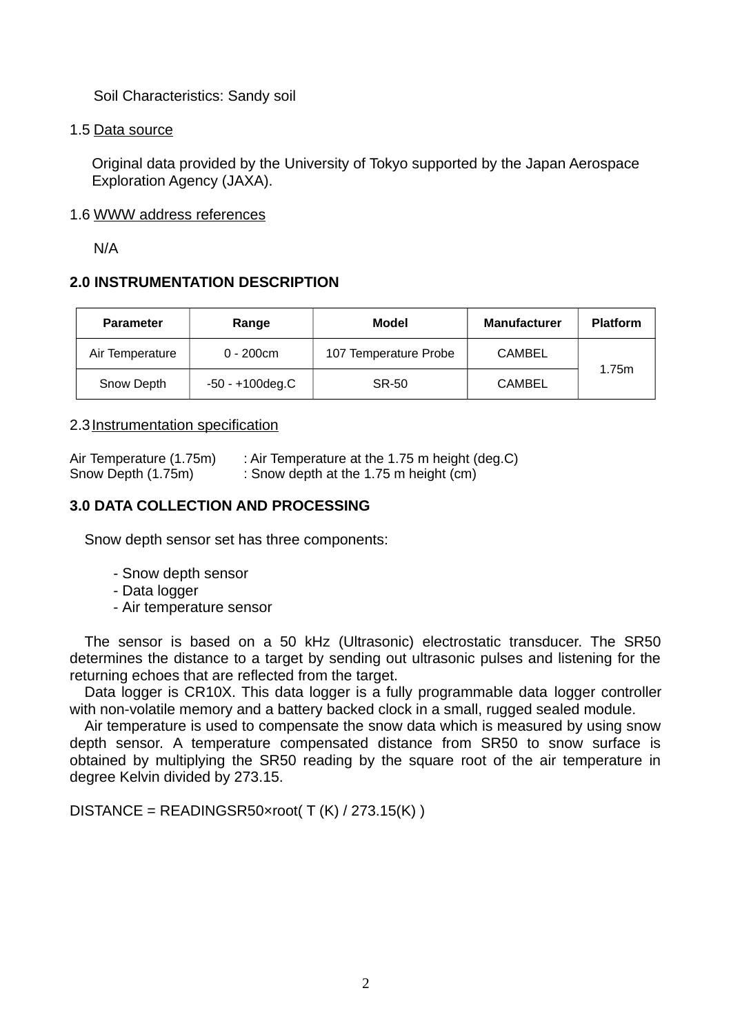Soil Characteristics: Sandy soil

1.5 Data source

Original data provided by the University of Tokyo supported by the Japan Aerospace Exploration Agency (JAXA).

1.6 WWW address references

N/A

## 2.0 INSTRUMENTATION DESCRIPTION

| Parameter | Range | Model | Manufacturer | Platform |
|---|---|---|---|---|
| Air Temperature | 0 - 200cm | 107 Temperature Probe | CAMBEL | 1.75m |
| Snow Depth | -50 - +100deg.C | SR-50 | CAMBEL | |

2.3 Instrumentation specification

Air Temperature (1.75m) : Air Temperature at the 1.75 m height (deg.C)
Snow Depth (1.75m) : Snow depth at the 1.75 m height (cm)

## 3.0 DATA COLLECTION AND PROCESSING

Snow depth sensor set has three components:

- Snow depth sensor
- Data logger
- Air temperature sensor

The sensor is based on a 50 kHz (Ultrasonic) electrostatic transducer. The SR50 determines the distance to a target by sending out ultrasonic pulses and listening for the returning echoes that are reflected from the target.

Data logger is CR10X. This data logger is a fully programmable data logger controller with non-volatile memory and a battery backed clock in a small, rugged sealed module.

Air temperature is used to compensate the snow data which is measured by using snow depth sensor. A temperature compensated distance from SR50 to snow surface is obtained by multiplying the SR50 reading by the square root of the air temperature in degree Kelvin divided by 273.15.

$$DISTANCE = READINGSR50 \times \sqrt{T(K) / 273.15(K)}$$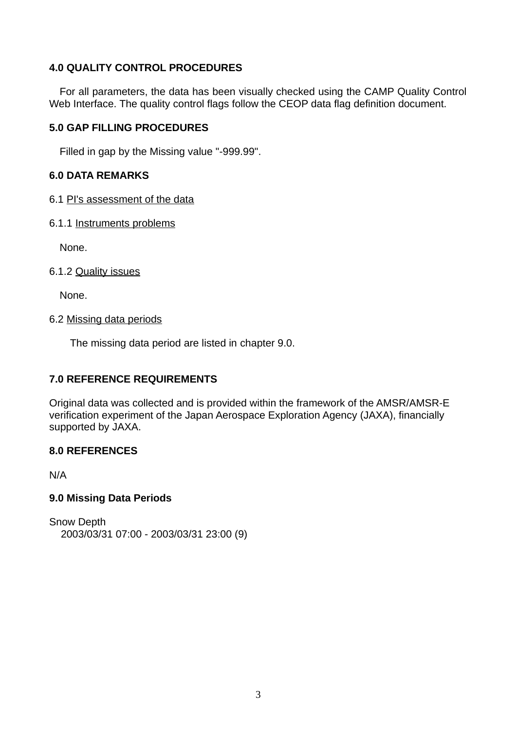## 4.0 QUALITY CONTROL PROCEDURES

For all parameters, the data has been visually checked using the CAMP Quality Control Web Interface. The quality control flags follow the CEOP data flag definition document.

## 5.0 GAP FILLING PROCEDURES

Filled in gap by the Missing value "-999.99".

## 6.0 DATA REMARKS

6.1 PI's assessment of the data

6.1.1 Instruments problems

None.

6.1.2 Quality issues

None.

6.2 Missing data periods

The missing data period are listed in chapter 9.0.

## 7.0 REFERENCE REQUIREMENTS

Original data was collected and is provided within the framework of the AMSR/AMSR-E verification experiment of the Japan Aerospace Exploration Agency (JAXA), financially supported by JAXA.

## 8.0 REFERENCES

N/A

## 9.0 Missing Data Periods

Snow Depth
2003/03/31 07:00 - 2003/03/31 23:00 (9)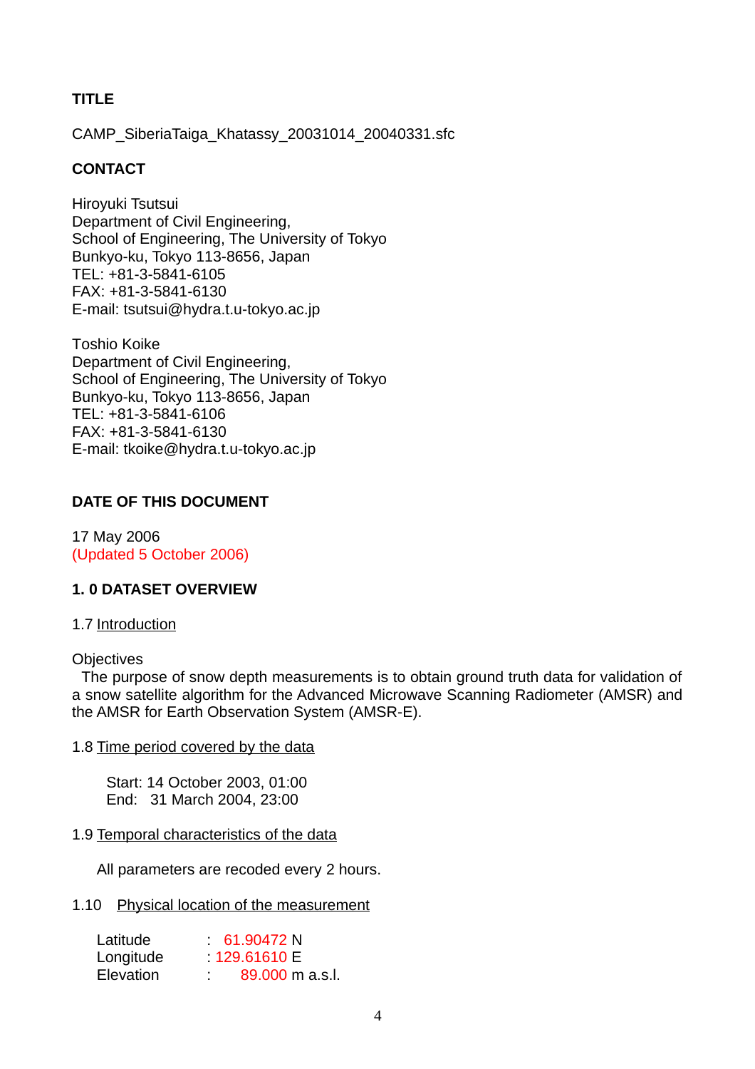**TITLE**

CAMP_SiberiaTaiga_Khatassy_20031014_20040331.sfc

**CONTACT**

Hiroyuki Tsutsui
Department of Civil Engineering,
School of Engineering, The University of Tokyo
Bunkyo-ku, Tokyo 113-8656, Japan
TEL: +81-3-5841-6105
FAX: +81-3-5841-6130
E-mail: tsutsui@hydra.t.u-tokyo.ac.jp

Toshio Koike
Department of Civil Engineering,
School of Engineering, The University of Tokyo
Bunkyo-ku, Tokyo 113-8656, Japan
TEL: +81-3-5841-6106
FAX: +81-3-5841-6130
E-mail: tkoike@hydra.t.u-tokyo.ac.jp

**DATE OF THIS DOCUMENT**

17 May 2006
(Updated 5 October 2006)

**1. 0 DATASET OVERVIEW**

1.7 Introduction

Objectives
The purpose of snow depth measurements is to obtain ground truth data for validation of a snow satellite algorithm for the Advanced Microwave Scanning Radiometer (AMSR) and the AMSR for Earth Observation System (AMSR-E).

1.8 Time period covered by the data

Start: 14 October 2003, 01:00
End: 31 March 2004, 23:00

1.9 Temporal characteristics of the data

All parameters are recoded every 2 hours.

1.10 Physical location of the measurement

Latitude : 61.90472 N
Longitude : 129.61610 E
Elevation : 89.000 m a.s.l.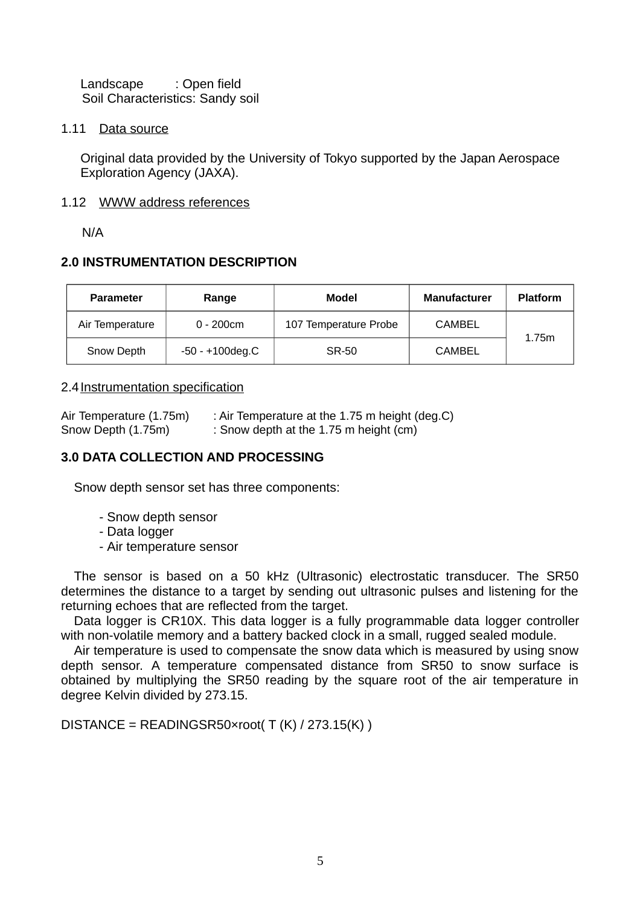Landscape : Open field
Soil Characteristics: Sandy soil

### 1.11 Data source

Original data provided by the University of Tokyo supported by the Japan Aerospace Exploration Agency (JAXA).

### 1.12 WWW address references

N/A

## 2.0 INSTRUMENTATION DESCRIPTION

| Parameter | Range | Model | Manufacturer | Platform |
|---|---|---|---|---|
| Air Temperature | 0 - 200cm | 107 Temperature Probe | CAMBEL | 1.75m |
| Snow Depth | -50 - +100deg.C | SR-50 | CAMBEL | |

### 2.4 Instrumentation specification

Air Temperature (1.75m) : Air Temperature at the 1.75 m height (deg.C)
Snow Depth (1.75m) : Snow depth at the 1.75 m height (cm)

## 3.0 DATA COLLECTION AND PROCESSING

Snow depth sensor set has three components:

- Snow depth sensor
- Data logger
- Air temperature sensor

The sensor is based on a 50 kHz (Ultrasonic) electrostatic transducer. The SR50 determines the distance to a target by sending out ultrasonic pulses and listening for the returning echoes that are reflected from the target.

Data logger is CR10X. This data logger is a fully programmable data logger controller with non-volatile memory and a battery backed clock in a small, rugged sealed module.

Air temperature is used to compensate the snow data which is measured by using snow depth sensor. A temperature compensated distance from SR50 to snow surface is obtained by multiplying the SR50 reading by the square root of the air temperature in degree Kelvin divided by 273.15.

DISTANCE = READINGSR50×root( T (K) / 273.15(K) )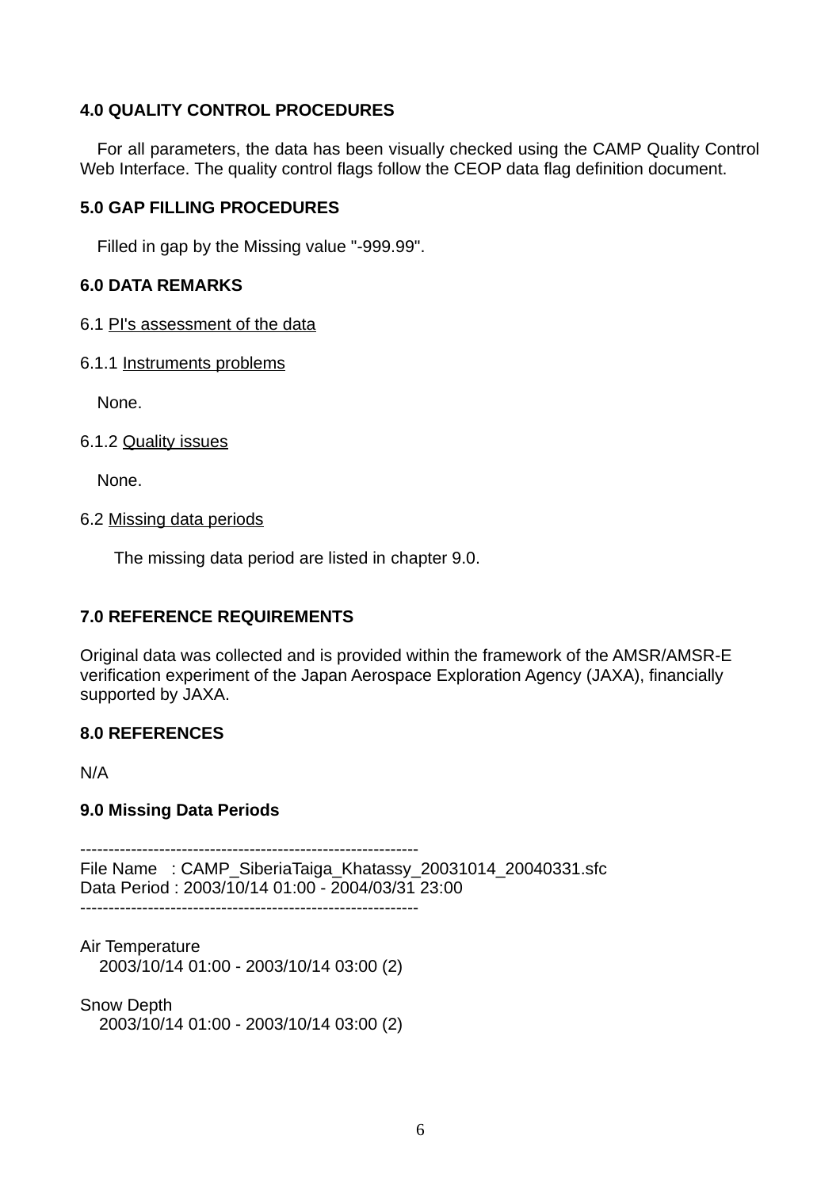### 4.0 QUALITY CONTROL PROCEDURES

For all parameters, the data has been visually checked using the CAMP Quality Control Web Interface. The quality control flags follow the CEOP data flag definition document.

### 5.0 GAP FILLING PROCEDURES

Filled in gap by the Missing value "-999.99".

### 6.0 DATA REMARKS

6.1 PI's assessment of the data

6.1.1 Instruments problems

None.

6.1.2 Quality issues

None.

6.2 Missing data periods

The missing data period are listed in chapter 9.0.

### 7.0 REFERENCE REQUIREMENTS

Original data was collected and is provided within the framework of the AMSR/AMSR-E verification experiment of the Japan Aerospace Exploration Agency (JAXA), financially supported by JAXA.

### 8.0 REFERENCES

N/A

### 9.0 Missing Data Periods

```
------------------------------------------------------------
File Name   : CAMP_SiberiaTaiga_Khatassy_20031014_20040331.sfc
Data Period : 2003/10/14 01:00 - 2004/03/31 23:00
------------------------------------------------------------

Air Temperature
    2003/10/14 01:00 - 2003/10/14 03:00 (2)

Snow Depth
    2003/10/14 01:00 - 2003/10/14 03:00 (2)
```